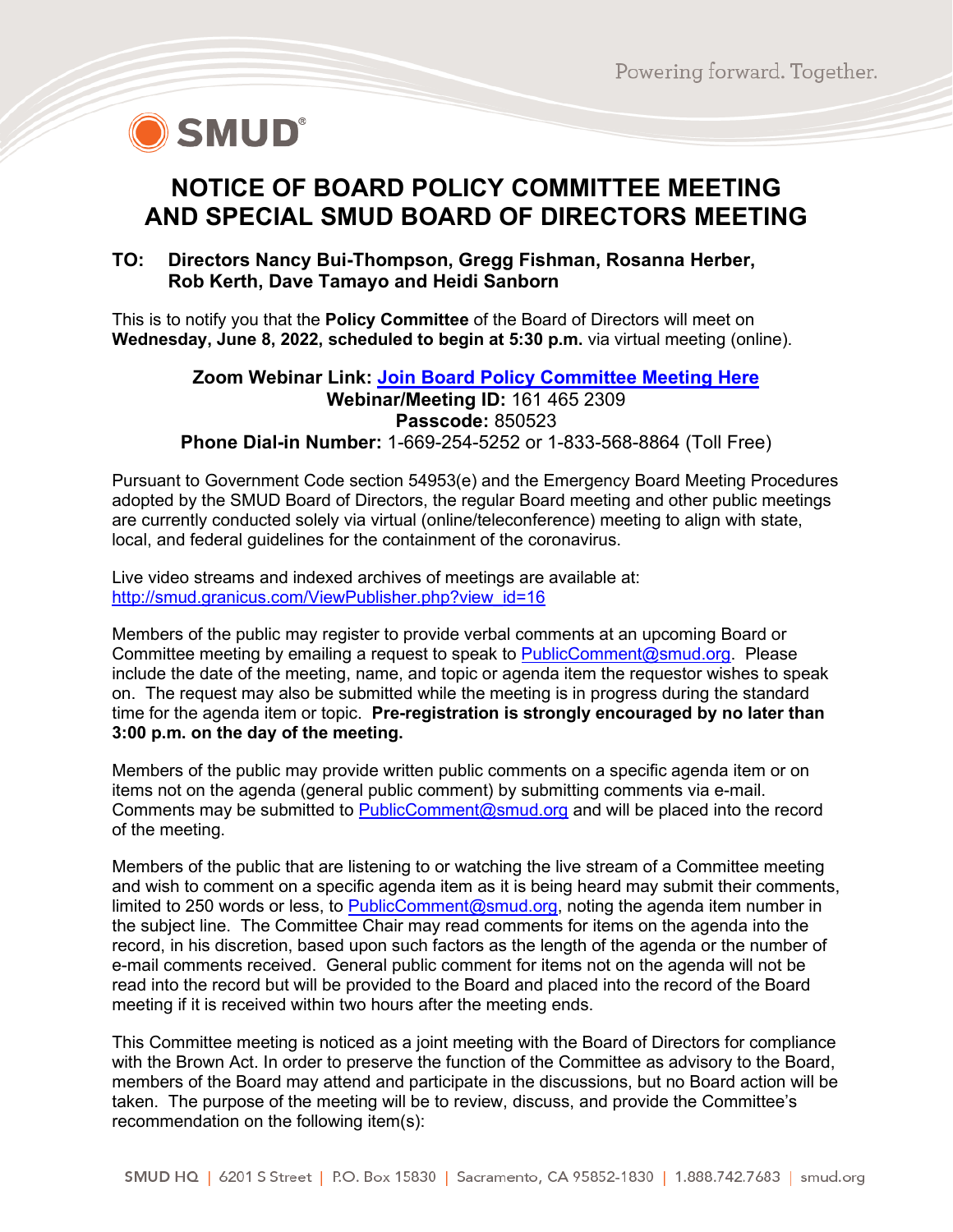# NOTICE OF BOARD POLICY COMMITTEE MEETING AND SPECIAL SMUD BOARD OF DIRECTORS MEETING

**TO: Directors Nancy Bui-Thompson, Gregg Fishman, Rosanna Herber, Rob Kerth, Dave Tamayo and Heidi Sanborn**

This is to notify you that the **Policy Committee** of the Board of Directors will meet on **Wednesday, June 8, 2022, scheduled to begin at 5:30 p.m.** via virtual meeting (online).

**Zoom Webinar Link: Join Board Policy Committee Meeting Here**
**Webinar/Meeting ID:** 161 465 2309
**Passcode:** 850523
**Phone Dial-in Number:** 1-669-254-5252 or 1-833-568-8864 (Toll Free)

Pursuant to Government Code section 54953(e) and the Emergency Board Meeting Procedures adopted by the SMUD Board of Directors, the regular Board meeting and other public meetings are currently conducted solely via virtual (online/teleconference) meeting to align with state, local, and federal guidelines for the containment of the coronavirus.

Live video streams and indexed archives of meetings are available at: http://smud.granicus.com/ViewPublisher.php?view_id=16

Members of the public may register to provide verbal comments at an upcoming Board or Committee meeting by emailing a request to speak to PublicComment@smud.org. Please include the date of the meeting, name, and topic or agenda item the requestor wishes to speak on. The request may also be submitted while the meeting is in progress during the standard time for the agenda item or topic. **Pre-registration is strongly encouraged by no later than 3:00 p.m. on the day of the meeting.**

Members of the public may provide written public comments on a specific agenda item or on items not on the agenda (general public comment) by submitting comments via e-mail. Comments may be submitted to PublicComment@smud.org and will be placed into the record of the meeting.

Members of the public that are listening to or watching the live stream of a Committee meeting and wish to comment on a specific agenda item as it is being heard may submit their comments, limited to 250 words or less, to PublicComment@smud.org, noting the agenda item number in the subject line. The Committee Chair may read comments for items on the agenda into the record, in his discretion, based upon such factors as the length of the agenda or the number of e-mail comments received. General public comment for items not on the agenda will not be read into the record but will be provided to the Board and placed into the record of the Board meeting if it is received within two hours after the meeting ends.

This Committee meeting is noticed as a joint meeting with the Board of Directors for compliance with the Brown Act. In order to preserve the function of the Committee as advisory to the Board, members of the Board may attend and participate in the discussions, but no Board action will be taken. The purpose of the meeting will be to review, discuss, and provide the Committee's recommendation on the following item(s):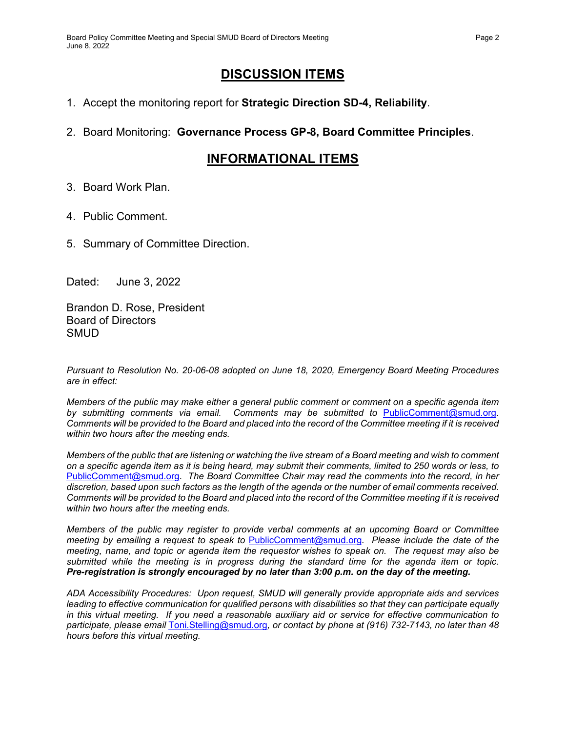## DISCUSSION ITEMS

1. Accept the monitoring report for **Strategic Direction SD-4, Reliability**.

2. Board Monitoring: **Governance Process GP-8, Board Committee Principles**.

## INFORMATIONAL ITEMS

3. Board Work Plan.

4. Public Comment.

5. Summary of Committee Direction.

Dated: June 3, 2022

Brandon D. Rose, President
Board of Directors
SMUD

*Pursuant to Resolution No. 20-06-08 adopted on June 18, 2020, Emergency Board Meeting Procedures are in effect:*

*Members of the public may make either a general public comment or comment on a specific agenda item by submitting comments via email. Comments may be submitted to PublicComment@smud.org. Comments will be provided to the Board and placed into the record of the Committee meeting if it is received within two hours after the meeting ends.*

*Members of the public that are listening or watching the live stream of a Board meeting and wish to comment on a specific agenda item as it is being heard, may submit their comments, limited to 250 words or less, to PublicComment@smud.org. The Board Committee Chair may read the comments into the record, in her discretion, based upon such factors as the length of the agenda or the number of email comments received. Comments will be provided to the Board and placed into the record of the Committee meeting if it is received within two hours after the meeting ends.*

*Members of the public may register to provide verbal comments at an upcoming Board or Committee meeting by emailing a request to speak to PublicComment@smud.org. Please include the date of the meeting, name, and topic or agenda item the requestor wishes to speak on. The request may also be submitted while the meeting is in progress during the standard time for the agenda item or topic.* ***Pre-registration is strongly encouraged by no later than 3:00 p.m. on the day of the meeting.***

*ADA Accessibility Procedures: Upon request, SMUD will generally provide appropriate aids and services leading to effective communication for qualified persons with disabilities so that they can participate equally in this virtual meeting. If you need a reasonable auxiliary aid or service for effective communication to participate, please email Toni.Stelling@smud.org, or contact by phone at (916) 732-7143, no later than 48 hours before this virtual meeting.*